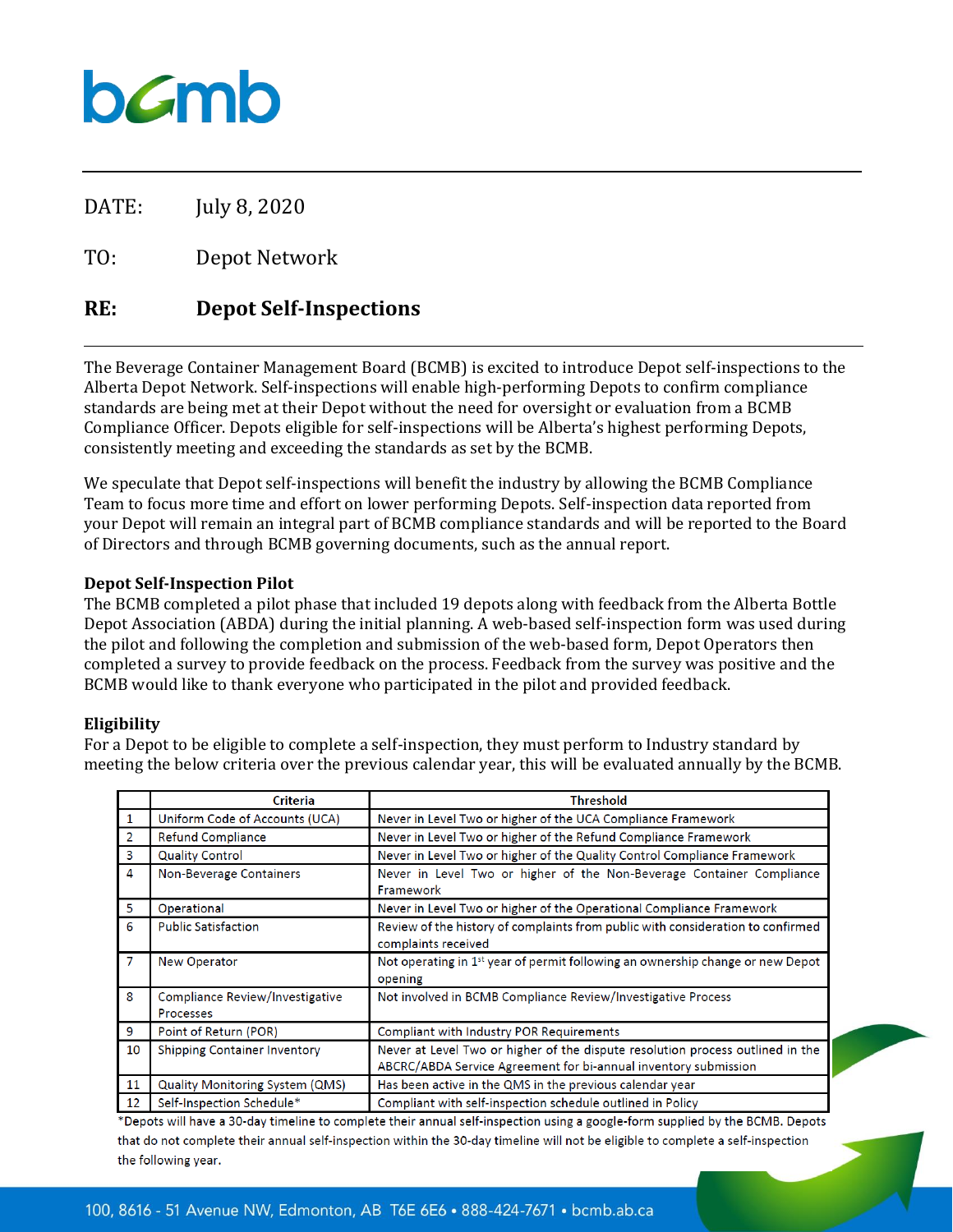DATE: July 8, 2020

TO: Depot Network

**RE: Depot Self-Inspections**

The Beverage Container Management Board (BCMB) is excited to introduce Depot self-inspections to the Alberta Depot Network. Self-inspections will enable high-performing Depots to confirm compliance standards are being met at their Depot without the need for oversight or evaluation from a BCMB Compliance Officer. Depots eligible for self-inspections will be Alberta's highest performing Depots, consistently meeting and exceeding the standards as set by the BCMB.

We speculate that Depot self-inspections will benefit the industry by allowing the BCMB Compliance Team to focus more time and effort on lower performing Depots. Self-inspection data reported from your Depot will remain an integral part of BCMB compliance standards and will be reported to the Board of Directors and through BCMB governing documents, such as the annual report.

### Depot Self-Inspection Pilot

The BCMB completed a pilot phase that included 19 depots along with feedback from the Alberta Bottle Depot Association (ABDA) during the initial planning. A web-based self-inspection form was used during the pilot and following the completion and submission of the web-based form, Depot Operators then completed a survey to provide feedback on the process. Feedback from the survey was positive and the BCMB would like to thank everyone who participated in the pilot and provided feedback.

### Eligibility

For a Depot to be eligible to complete a self-inspection, they must perform to Industry standard by meeting the below criteria over the previous calendar year, this will be evaluated annually by the BCMB.

| | Criteria | Threshold |
|---|---|---|
| 1 | Uniform Code of Accounts (UCA) | Never in Level Two or higher of the UCA Compliance Framework |
| 2 | Refund Compliance | Never in Level Two or higher of the Refund Compliance Framework |
| 3 | Quality Control | Never in Level Two or higher of the Quality Control Compliance Framework |
| 4 | Non-Beverage Containers | Never in Level Two or higher of the Non-Beverage Container Compliance Framework |
| 5 | Operational | Never in Level Two or higher of the Operational Compliance Framework |
| 6 | Public Satisfaction | Review of the history of complaints from public with consideration to confirmed complaints received |
| 7 | New Operator | Not operating in 1st year of permit following an ownership change or new Depot opening |
| 8 | Compliance Review/Investigative Processes | Not involved in BCMB Compliance Review/Investigative Process |
| 9 | Point of Return (POR) | Compliant with Industry POR Requirements |
| 10 | Shipping Container Inventory | Never at Level Two or higher of the dispute resolution process outlined in the ABCRC/ABDA Service Agreement for bi-annual inventory submission |
| 11 | Quality Monitoring System (QMS) | Has been active in the QMS in the previous calendar year |
| 12 | Self-Inspection Schedule* | Compliant with self-inspection schedule outlined in Policy |

*Depots will have a 30-day timeline to complete their annual self-inspection using a google-form supplied by the BCMB. Depots that do not complete their annual self-inspection within the 30-day timeline will not be eligible to complete a self-inspection the following year.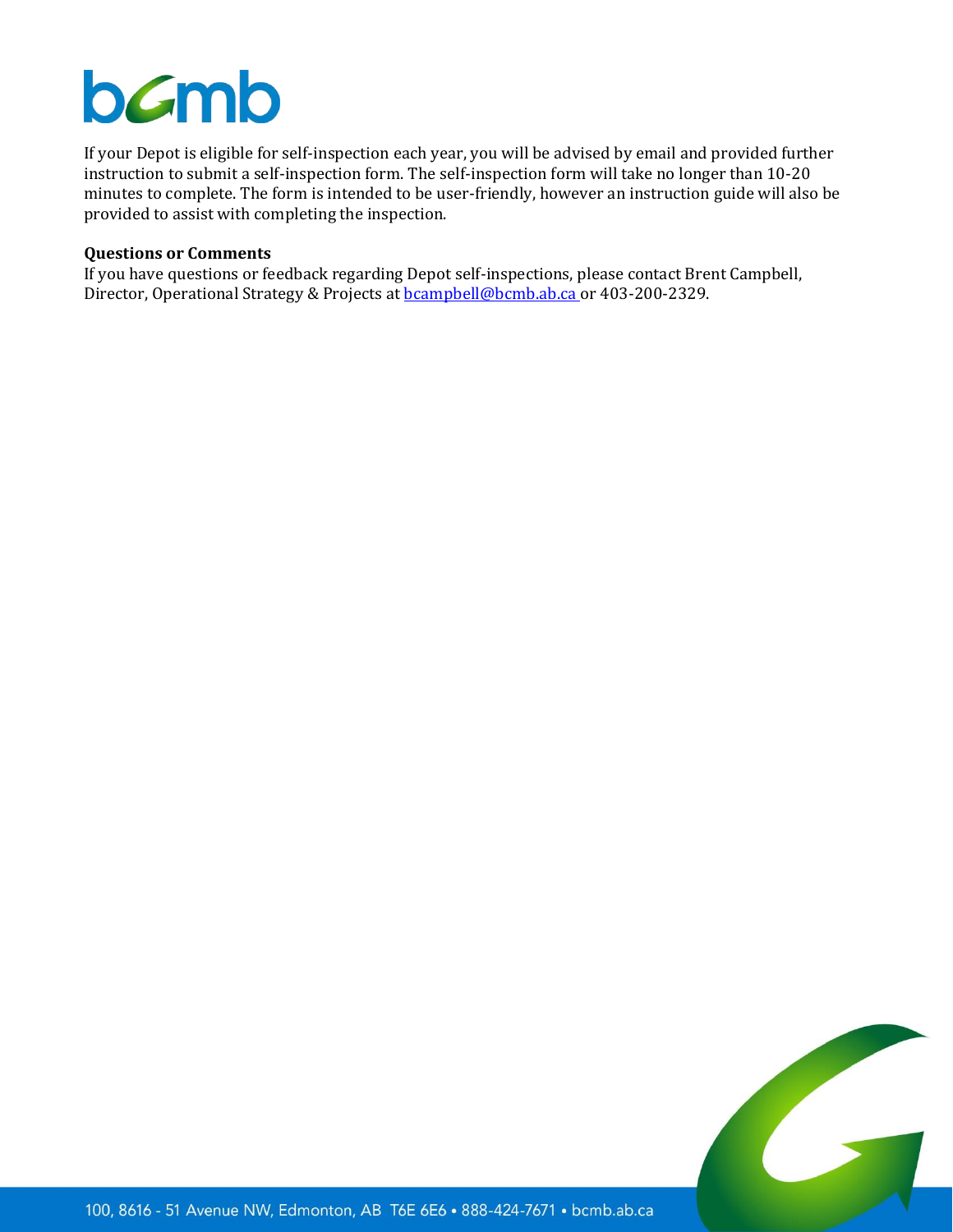If your Depot is eligible for self-inspection each year, you will be advised by email and provided further instruction to submit a self-inspection form. The self-inspection form will take no longer than 10-20 minutes to complete. The form is intended to be user-friendly, however an instruction guide will also be provided to assist with completing the inspection.

**Questions or Comments**

If you have questions or feedback regarding Depot self-inspections, please contact Brent Campbell, Director, Operational Strategy & Projects at bcampbell@bcmb.ab.ca or 403-200-2329.